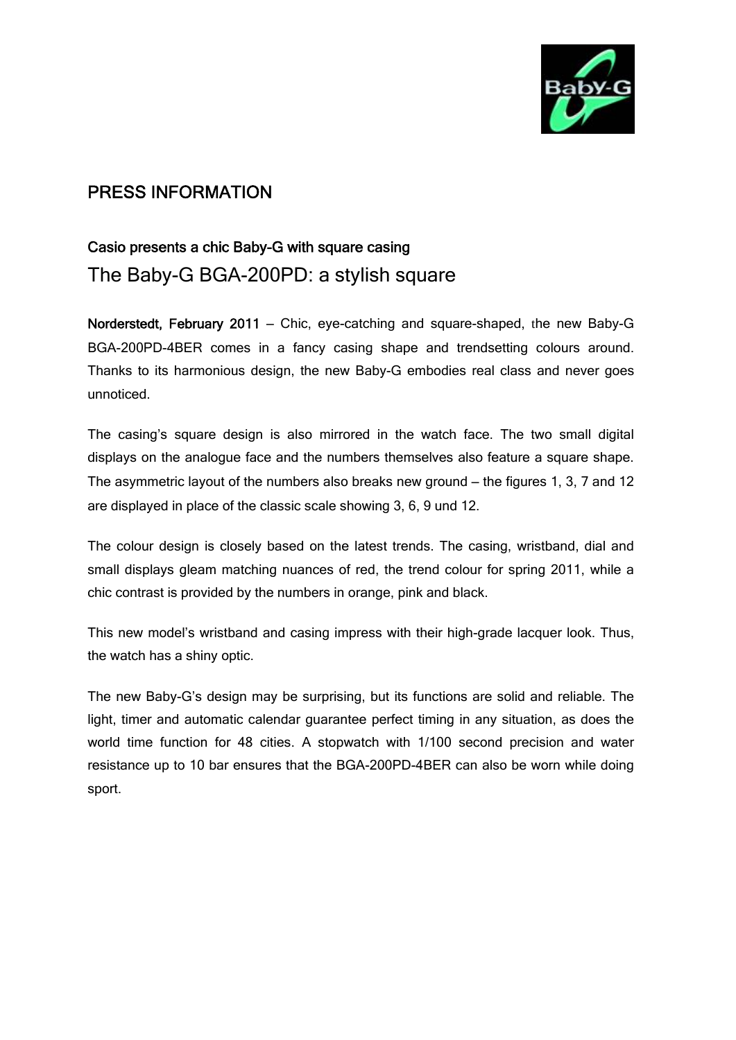## PRESS INFORMATION

**Casio presents a chic Baby-G with square casing**

# The Baby-G BGA-200PD: a stylish square

**Norderstedt, February 2011** – Chic, eye-catching and square-shaped, the new Baby-G BGA-200PD-4BER comes in a fancy casing shape and trendsetting colours around. Thanks to its harmonious design, the new Baby-G embodies real class and never goes unnoticed.

The casing's square design is also mirrored in the watch face. The two small digital displays on the analogue face and the numbers themselves also feature a square shape. The asymmetric layout of the numbers also breaks new ground – the figures 1, 3, 7 and 12 are displayed in place of the classic scale showing 3, 6, 9 und 12.

The colour design is closely based on the latest trends. The casing, wristband, dial and small displays gleam matching nuances of red, the trend colour for spring 2011, while a chic contrast is provided by the numbers in orange, pink and black.

This new model's wristband and casing impress with their high-grade lacquer look. Thus, the watch has a shiny optic.

The new Baby-G's design may be surprising, but its functions are solid and reliable. The light, timer and automatic calendar guarantee perfect timing in any situation, as does the world time function for 48 cities. A stopwatch with 1/100 second precision and water resistance up to 10 bar ensures that the BGA-200PD-4BER can also be worn while doing sport.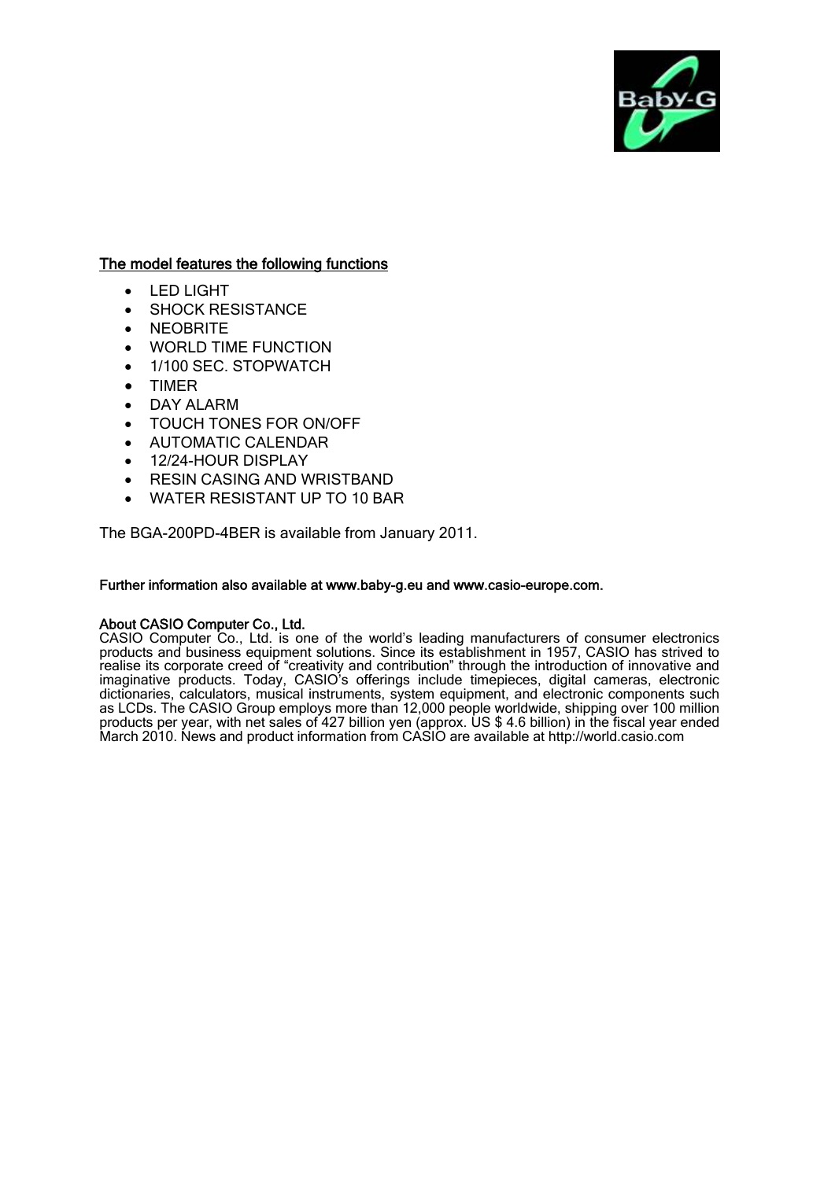## The model features the following functions

- LED LIGHT
- SHOCK RESISTANCE
- NEOBRITE
- WORLD TIME FUNCTION
- 1/100 SEC. STOPWATCH
- TIMER
- DAY ALARM
- TOUCH TONES FOR ON/OFF
- AUTOMATIC CALENDAR
- 12/24-HOUR DISPLAY
- RESIN CASING AND WRISTBAND
- WATER RESISTANT UP TO 10 BAR

The BGA-200PD-4BER is available from January 2011.

**Further information also available at www.baby-g.eu and www.casio-europe.com.**

**About CASIO Computer Co., Ltd.**
CASIO Computer Co., Ltd. is one of the world's leading manufacturers of consumer electronics products and business equipment solutions. Since its establishment in 1957, CASIO has strived to realise its corporate creed of "creativity and contribution" through the introduction of innovative and imaginative products. Today, CASIO's offerings include timepieces, digital cameras, electronic dictionaries, calculators, musical instruments, system equipment, and electronic components such as LCDs. The CASIO Group employs more than 12,000 people worldwide, shipping over 100 million products per year, with net sales of 427 billion yen (approx. US $ 4.6 billion) in the fiscal year ended March 2010. News and product information from CASIO are available at http://world.casio.com